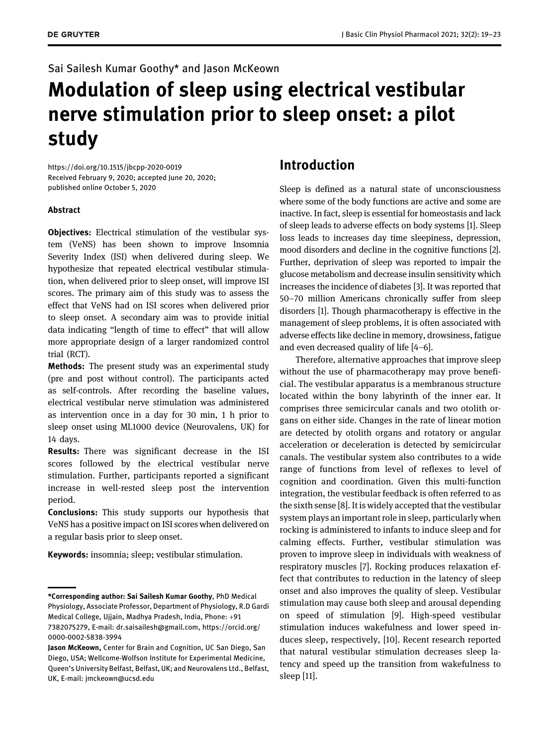Sai Sailesh Kumar Goothy* and Jason McKeown

# Modulation of sleep using electrical vestibular nerve stimulation prior to sleep onset: a pilot study

https://doi.org/10.1515/jbcpp-2020-0019
Received February 9, 2020; accepted June 20, 2020; published online October 5, 2020

### Abstract

**Objectives:** Electrical stimulation of the vestibular system (VeNS) has been shown to improve Insomnia Severity Index (ISI) when delivered during sleep. We hypothesize that repeated electrical vestibular stimulation, when delivered prior to sleep onset, will improve ISI scores. The primary aim of this study was to assess the effect that VeNS had on ISI scores when delivered prior to sleep onset. A secondary aim was to provide initial data indicating "length of time to effect" that will allow more appropriate design of a larger randomized control trial (RCT).

**Methods:** The present study was an experimental study (pre and post without control). The participants acted as self-controls. After recording the baseline values, electrical vestibular nerve stimulation was administered as intervention once in a day for 30 min, 1 h prior to sleep onset using ML1000 device (Neurovalens, UK) for 14 days.

**Results:** There was significant decrease in the ISI scores followed by the electrical vestibular nerve stimulation. Further, participants reported a significant increase in well-rested sleep post the intervention period.

**Conclusions:** This study supports our hypothesis that VeNS has a positive impact on ISI scores when delivered on a regular basis prior to sleep onset.

**Keywords:** insomnia; sleep; vestibular stimulation.

**\*Corresponding author: Sai Sailesh Kumar Goothy**, PhD Medical Physiology, Associate Professor, Department of Physiology, R.D Gardi Medical College, Ujjain, Madhya Pradesh, India, Phone: +91 7382075279, E-mail: dr.saisailesh@gmail.com, https://orcid.org/0000-0002-5838-3994

**Jason McKeown,** Center for Brain and Cognition, UC San Diego, San Diego, USA; Wellcome-Wolfson Institute for Experimental Medicine, Queen's University Belfast, Belfast, UK; and Neurovalens Ltd., Belfast, UK, E-mail: jmckeown@ucsd.edu

## Introduction

Sleep is defined as a natural state of unconsciousness where some of the body functions are active and some are inactive. In fact, sleep is essential for homeostasis and lack of sleep leads to adverse effects on body systems [1]. Sleep loss leads to increases day time sleepiness, depression, mood disorders and decline in the cognitive functions [2]. Further, deprivation of sleep was reported to impair the glucose metabolism and decrease insulin sensitivity which increases the incidence of diabetes [3]. It was reported that 50–70 million Americans chronically suffer from sleep disorders [1]. Though pharmacotherapy is effective in the management of sleep problems, it is often associated with adverse effects like decline in memory, drowsiness, fatigue and even decreased quality of life [4–6].

Therefore, alternative approaches that improve sleep without the use of pharmacotherapy may prove beneficial. The vestibular apparatus is a membranous structure located within the bony labyrinth of the inner ear. It comprises three semicircular canals and two otolith organs on either side. Changes in the rate of linear motion are detected by otolith organs and rotatory or angular acceleration or deceleration is detected by semicircular canals. The vestibular system also contributes to a wide range of functions from level of reflexes to level of cognition and coordination. Given this multi-function integration, the vestibular feedback is often referred to as the sixth sense [8]. It is widely accepted that the vestibular system plays an important role in sleep, particularly when rocking is administered to infants to induce sleep and for calming effects. Further, vestibular stimulation was proven to improve sleep in individuals with weakness of respiratory muscles [7]. Rocking produces relaxation effect that contributes to reduction in the latency of sleep onset and also improves the quality of sleep. Vestibular stimulation may cause both sleep and arousal depending on speed of stimulation [9]. High-speed vestibular stimulation induces wakefulness and lower speed induces sleep, respectively, [10]. Recent research reported that natural vestibular stimulation decreases sleep latency and speed up the transition from wakefulness to sleep [11].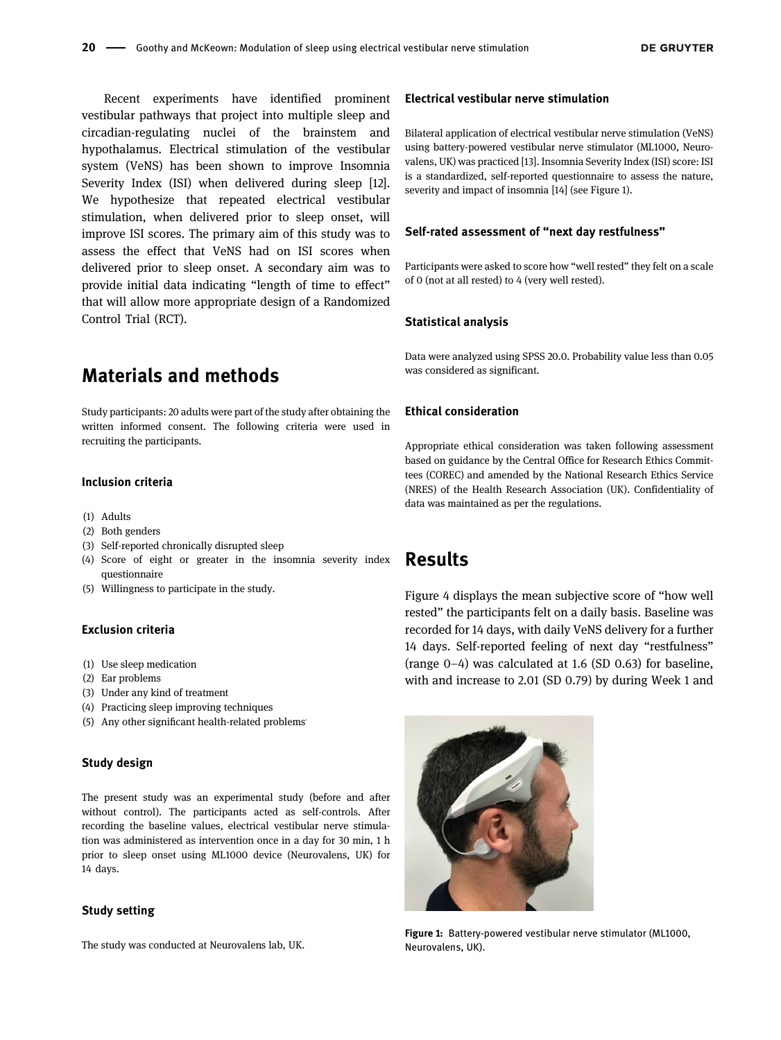Recent experiments have identified prominent vestibular pathways that project into multiple sleep and circadian-regulating nuclei of the brainstem and hypothalamus. Electrical stimulation of the vestibular system (VeNS) has been shown to improve Insomnia Severity Index (ISI) when delivered during sleep [12]. We hypothesize that repeated electrical vestibular stimulation, when delivered prior to sleep onset, will improve ISI scores. The primary aim of this study was to assess the effect that VeNS had on ISI scores when delivered prior to sleep onset. A secondary aim was to provide initial data indicating "length of time to effect" that will allow more appropriate design of a Randomized Control Trial (RCT).

## Materials and methods

Study participants: 20 adults were part of the study after obtaining the written informed consent. The following criteria were used in recruiting the participants.

### Inclusion criteria

(1) Adults
(2) Both genders
(3) Self-reported chronically disrupted sleep
(4) Score of eight or greater in the insomnia severity index questionnaire
(5) Willingness to participate in the study.

### Exclusion criteria

(1) Use sleep medication
(2) Ear problems
(3) Under any kind of treatment
(4) Practicing sleep improving techniques
(5) Any other significant health-related problems

### Study design

The present study was an experimental study (before and after without control). The participants acted as self-controls. After recording the baseline values, electrical vestibular nerve stimulation was administered as intervention once in a day for 30 min, 1 h prior to sleep onset using ML1000 device (Neurovalens, UK) for 14 days.

### Study setting

The study was conducted at Neurovalens lab, UK.

### Electrical vestibular nerve stimulation

Bilateral application of electrical vestibular nerve stimulation (VeNS) using battery-powered vestibular nerve stimulator (ML1000, Neurovalens, UK) was practiced [13]. Insomnia Severity Index (ISI) score: ISI is a standardized, self-reported questionnaire to assess the nature, severity and impact of insomnia [14] (see Figure 1).

### Self-rated assessment of "next day restfulness"

Participants were asked to score how "well rested" they felt on a scale of 0 (not at all rested) to 4 (very well rested).

### Statistical analysis

Data were analyzed using SPSS 20.0. Probability value less than 0.05 was considered as significant.

### Ethical consideration

Appropriate ethical consideration was taken following assessment based on guidance by the Central Office for Research Ethics Committees (COREC) and amended by the National Research Ethics Service (NRES) of the Health Research Association (UK). Confidentiality of data was maintained as per the regulations.

## Results

Figure 4 displays the mean subjective score of "how well rested" the participants felt on a daily basis. Baseline was recorded for 14 days, with daily VeNS delivery for a further 14 days. Self-reported feeling of next day "restfulness" (range 0–4) was calculated at 1.6 (SD 0.63) for baseline, with and increase to 2.01 (SD 0.79) by during Week 1 and

**Figure 1:** Battery-powered vestibular nerve stimulator (ML1000, Neurovalens, UK).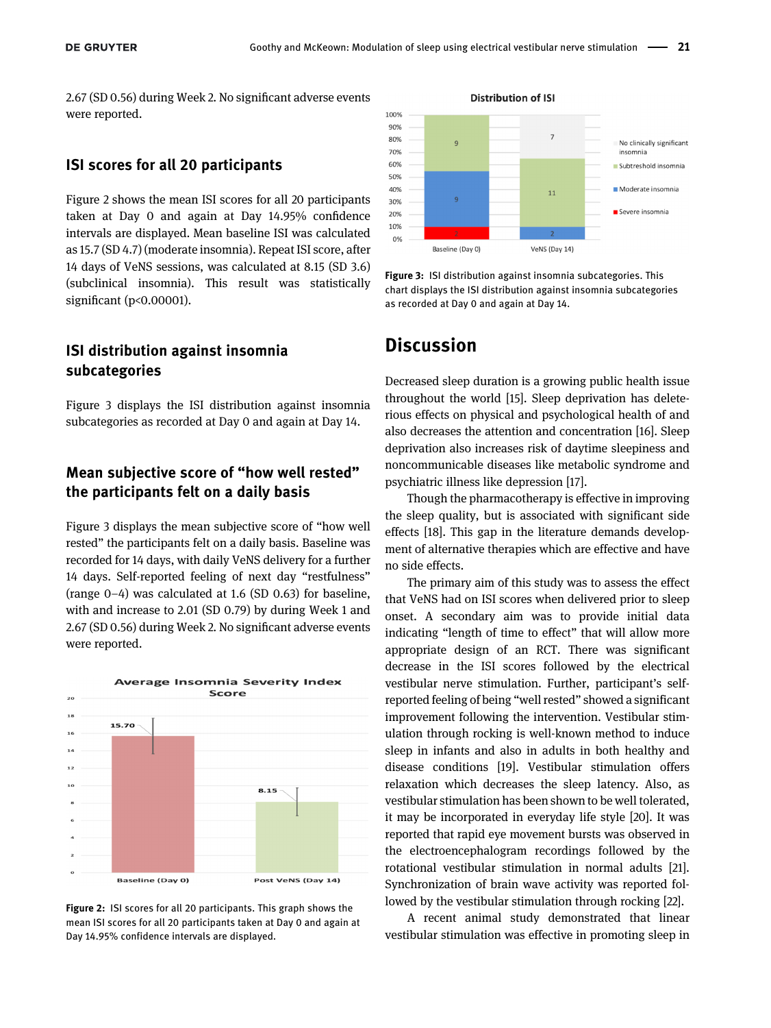2.67 (SD 0.56) during Week 2. No significant adverse events were reported.

## ISI scores for all 20 participants

Figure 2 shows the mean ISI scores for all 20 participants taken at Day 0 and again at Day 14.95% confidence intervals are displayed. Mean baseline ISI was calculated as 15.7 (SD 4.7) (moderate insomnia). Repeat ISI score, after 14 days of VeNS sessions, was calculated at 8.15 (SD 3.6) (subclinical insomnia). This result was statistically significant (p<0.00001).

## ISI distribution against insomnia subcategories

Figure 3 displays the ISI distribution against insomnia subcategories as recorded at Day 0 and again at Day 14.

## Mean subjective score of "how well rested" the participants felt on a daily basis

Figure 3 displays the mean subjective score of "how well rested" the participants felt on a daily basis. Baseline was recorded for 14 days, with daily VeNS delivery for a further 14 days. Self-reported feeling of next day "restfulness" (range 0–4) was calculated at 1.6 (SD 0.63) for baseline, with and increase to 2.01 (SD 0.79) by during Week 1 and 2.67 (SD 0.56) during Week 2. No significant adverse events were reported.

Average Insomnia Severity Index Score

20
18
16
14
12
10
8
6
4
2
0

15.70
8.15

Baseline (Day 0)
Post VeNS (Day 14)

**Figure 2:** ISI scores for all 20 participants. This graph shows the mean ISI scores for all 20 participants taken at Day 0 and again at Day 14.95% confidence intervals are displayed.

Distribution of ISI

100%
90%
80%
70%
60%
50%
40%
30%
20%
10%
0%

9
9
2
7
11
2

Baseline (Day 0)
VeNS (Day 14)

No clinically significant insomnia
Subtreshold insomnia
Moderate insomnia
Severe insomnia

**Figure 3:** ISI distribution against insomnia subcategories. This chart displays the ISI distribution against insomnia subcategories as recorded at Day 0 and again at Day 14.

# Discussion

Decreased sleep duration is a growing public health issue throughout the world [15]. Sleep deprivation has deleterious effects on physical and psychological health of and also decreases the attention and concentration [16]. Sleep deprivation also increases risk of daytime sleepiness and noncommunicable diseases like metabolic syndrome and psychiatric illness like depression [17].

Though the pharmacotherapy is effective in improving the sleep quality, but is associated with significant side effects [18]. This gap in the literature demands development of alternative therapies which are effective and have no side effects.

The primary aim of this study was to assess the effect that VeNS had on ISI scores when delivered prior to sleep onset. A secondary aim was to provide initial data indicating "length of time to effect" that will allow more appropriate design of an RCT. There was significant decrease in the ISI scores followed by the electrical vestibular nerve stimulation. Further, participant's self-reported feeling of being "well rested" showed a significant improvement following the intervention. Vestibular stimulation through rocking is well-known method to induce sleep in infants and also in adults in both healthy and disease conditions [19]. Vestibular stimulation offers relaxation which decreases the sleep latency. Also, as vestibular stimulation has been shown to be well tolerated, it may be incorporated in everyday life style [20]. It was reported that rapid eye movement bursts was observed in the electroencephalogram recordings followed by the rotational vestibular stimulation in normal adults [21]. Synchronization of brain wave activity was reported followed by the vestibular stimulation through rocking [22].

A recent animal study demonstrated that linear vestibular stimulation was effective in promoting sleep in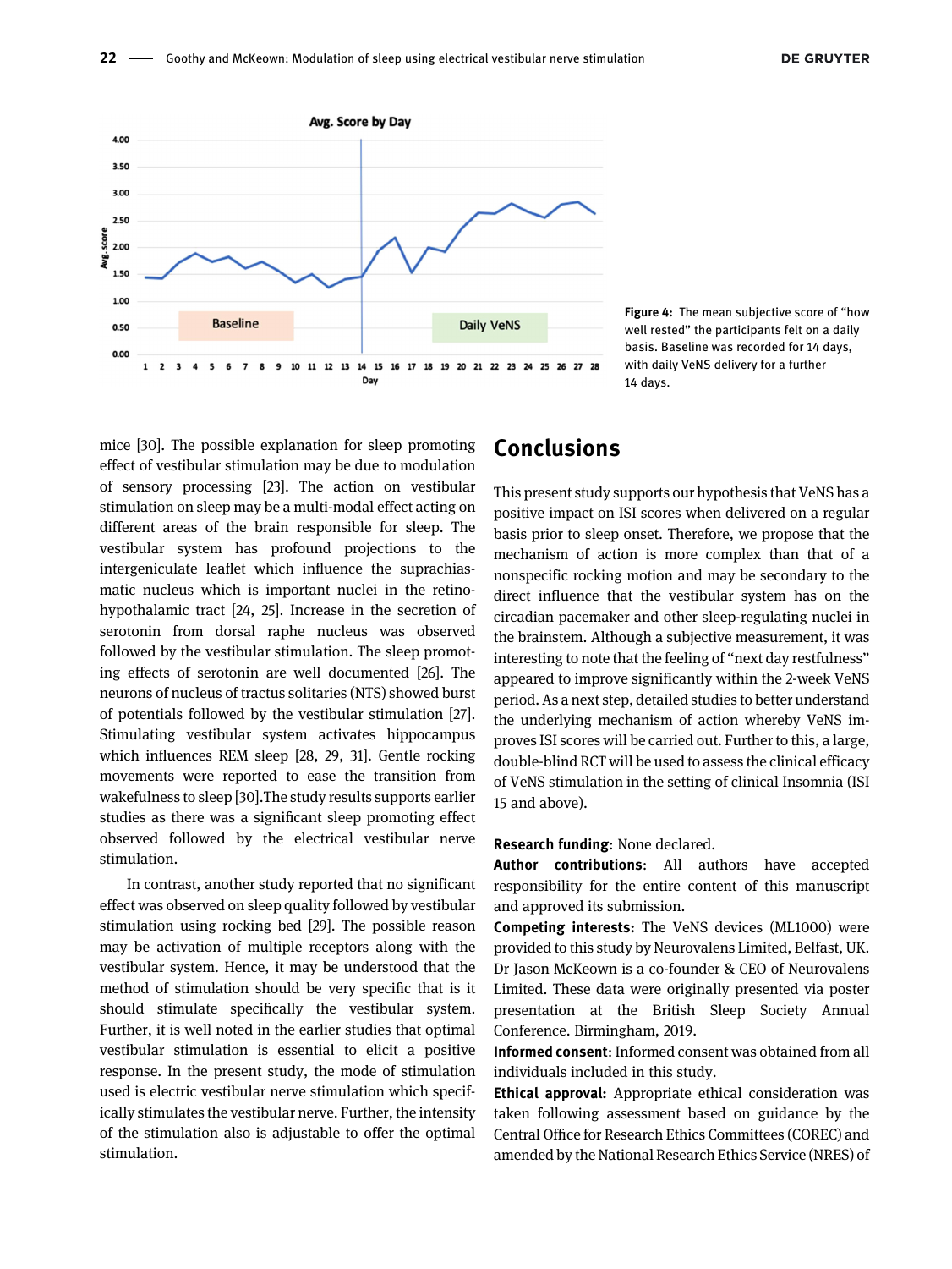Avg. Score by Day

4.00
3.50
3.00
2.50
2.00
1.50
1.00
0.50
0.00

Avg. score

Baseline

Daily VeNS

1 2 3 4 5 6 7 8 9 10 11 12 13 14 15 16 17 18 19 20 21 22 23 24 25 26 27 28

Day

**Figure 4:** The mean subjective score of "how well rested" the participants felt on a daily basis. Baseline was recorded for 14 days, with daily VeNS delivery for a further 14 days.

mice [30]. The possible explanation for sleep promoting effect of vestibular stimulation may be due to modulation of sensory processing [23]. The action on vestibular stimulation on sleep may be a multi-modal effect acting on different areas of the brain responsible for sleep. The vestibular system has profound projections to the intergeniculate leaflet which influence the suprachiasmatic nucleus which is important nuclei in the retino-hypothalamic tract [24, 25]. Increase in the secretion of serotonin from dorsal raphe nucleus was observed followed by the vestibular stimulation. The sleep promoting effects of serotonin are well documented [26]. The neurons of nucleus of tractus solitaries (NTS) showed burst of potentials followed by the vestibular stimulation [27]. Stimulating vestibular system activates hippocampus which influences REM sleep [28, 29, 31]. Gentle rocking movements were reported to ease the transition from wakefulness to sleep [30].The study results supports earlier studies as there was a significant sleep promoting effect observed followed by the electrical vestibular nerve stimulation.

In contrast, another study reported that no significant effect was observed on sleep quality followed by vestibular stimulation using rocking bed [29]. The possible reason may be activation of multiple receptors along with the vestibular system. Hence, it may be understood that the method of stimulation should be very specific that is it should stimulate specifically the vestibular system. Further, it is well noted in the earlier studies that optimal vestibular stimulation is essential to elicit a positive response. In the present study, the mode of stimulation used is electric vestibular nerve stimulation which specifically stimulates the vestibular nerve. Further, the intensity of the stimulation also is adjustable to offer the optimal stimulation.

## Conclusions

This present study supports our hypothesis that VeNS has a positive impact on ISI scores when delivered on a regular basis prior to sleep onset. Therefore, we propose that the mechanism of action is more complex than that of a nonspecific rocking motion and may be secondary to the direct influence that the vestibular system has on the circadian pacemaker and other sleep-regulating nuclei in the brainstem. Although a subjective measurement, it was interesting to note that the feeling of "next day restfulness" appeared to improve significantly within the 2-week VeNS period. As a next step, detailed studies to better understand the underlying mechanism of action whereby VeNS improves ISI scores will be carried out. Further to this, a large, double-blind RCT will be used to assess the clinical efficacy of VeNS stimulation in the setting of clinical Insomnia (ISI 15 and above).

**Research funding**: None declared.

**Author contributions**: All authors have accepted responsibility for the entire content of this manuscript and approved its submission.

**Competing interests:** The VeNS devices (ML1000) were provided to this study by Neurovalens Limited, Belfast, UK. Dr Jason McKeown is a co-founder & CEO of Neurovalens Limited. These data were originally presented via poster presentation at the British Sleep Society Annual Conference. Birmingham, 2019.

**Informed consent**: Informed consent was obtained from all individuals included in this study.

**Ethical approval:** Appropriate ethical consideration was taken following assessment based on guidance by the Central Office for Research Ethics Committees (COREC) and amended by the National Research Ethics Service (NRES) of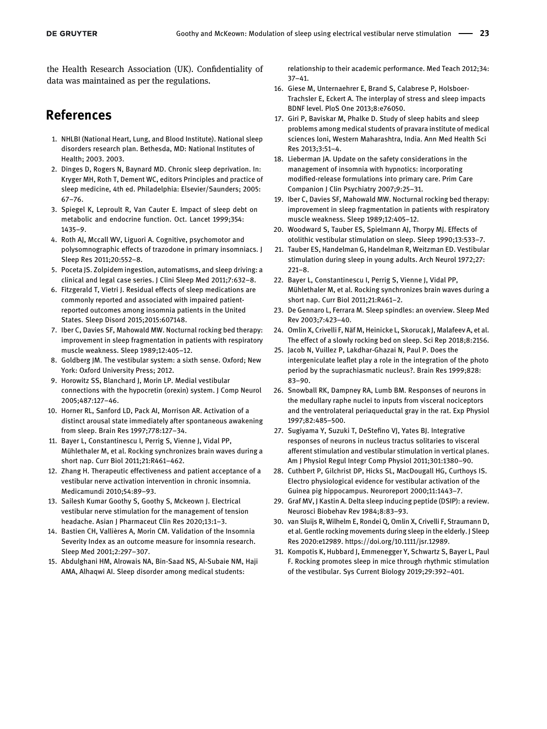the Health Research Association (UK). Confidentiality of data was maintained as per the regulations.

## References

1. NHLBI (National Heart, Lung, and Blood Institute). National sleep disorders research plan. Bethesda, MD: National Institutes of Health; 2003. 2003.
2. Dinges D, Rogers N, Baynard MD. Chronic sleep deprivation. In: Kryger MH, Roth T, Dement WC, editors Principles and practice of sleep medicine, 4th ed. Philadelphia: Elsevier/Saunders; 2005: 67–76.
3. Spiegel K, Leproult R, Van Cauter E. Impact of sleep debt on metabolic and endocrine function. Oct. Lancet 1999;354: 1435–9.
4. Roth AJ, Mccall WV, Liguori A. Cognitive, psychomotor and polysomnographic effects of trazodone in primary insomniacs. J Sleep Res 2011;20:552–8.
5. Poceta JS. Zolpidem ingestion, automatisms, and sleep driving: a clinical and legal case series. J Clini Sleep Med 2011;7:632–8.
6. Fitzgerald T, Vietri J. Residual effects of sleep medications are commonly reported and associated with impaired patient-reported outcomes among insomnia patients in the United States. Sleep Disord 2015;2015:607148.
7. Iber C, Davies SF, Mahowald MW. Nocturnal rocking bed therapy: improvement in sleep fragmentation in patients with respiratory muscle weakness. Sleep 1989;12:405–12.
8. Goldberg JM. The vestibular system: a sixth sense. Oxford; New York: Oxford University Press; 2012.
9. Horowitz SS, Blanchard J, Morin LP. Medial vestibular connections with the hypocretin (orexin) system. J Comp Neurol 2005;487:127–46.
10. Horner RL, Sanford LD, Pack AI, Morrison AR. Activation of a distinct arousal state immediately after spontaneous awakening from sleep. Brain Res 1997;778:127–34.
11. Bayer L, Constantinescu I, Perrig S, Vienne J, Vidal PP, Mühlethaler M, et al. Rocking synchronizes brain waves during a short nap. Curr Biol 2011;21:R461–462.
12. Zhang H. Therapeutic effectiveness and patient acceptance of a vestibular nerve activation intervention in chronic insomnia. Medicamundi 2010;54:89–93.
13. Sailesh Kumar Goothy S, Goothy S, Mckeown J. Electrical vestibular nerve stimulation for the management of tension headache. Asian J Pharmaceut Clin Res 2020;13:1–3.
14. Bastien CH, Vallières A, Morin CM. Validation of the Insomnia Severity Index as an outcome measure for insomnia research. Sleep Med 2001;2:297–307.
15. Abdulghani HM, Alrowais NA, Bin-Saad NS, Al-Subaie NM, Haji AMA, Alhaqwi AI. Sleep disorder among medical students: relationship to their academic performance. Med Teach 2012;34: 37–41.
16. Giese M, Unternaehrer E, Brand S, Calabrese P, Holsboer-Trachsler E, Eckert A. The interplay of stress and sleep impacts BDNF level. PloS One 2013;8:e76050.
17. Giri P, Baviskar M, Phalke D. Study of sleep habits and sleep problems among medical students of pravara institute of medical sciences loni, Western Maharashtra, India. Ann Med Health Sci Res 2013;3:51–4.
18. Lieberman JA. Update on the safety considerations in the management of insomnia with hypnotics: incorporating modified-release formulations into primary care. Prim Care Companion J Clin Psychiatry 2007;9:25–31.
19. Iber C, Davies SF, Mahowald MW. Nocturnal rocking bed therapy: improvement in sleep fragmentation in patients with respiratory muscle weakness. Sleep 1989;12:405–12.
20. Woodward S, Tauber ES, Spielmann AJ, Thorpy MJ. Effects of otolithic vestibular stimulation on sleep. Sleep 1990;13:533–7.
21. Tauber ES, Handelman G, Handelman R, Weitzman ED. Vestibular stimulation during sleep in young adults. Arch Neurol 1972;27: 221–8.
22. Bayer L, Constantinescu I, Perrig S, Vienne J, Vidal PP, Mühlethaler M, et al. Rocking synchronizes brain waves during a short nap. Curr Biol 2011;21:R461–2.
23. De Gennaro L, Ferrara M. Sleep spindles: an overview. Sleep Med Rev 2003;7:423–40.
24. Omlin X, Crivelli F, Näf M, Heinicke L, Skorucak J, Malafeev A, et al. The effect of a slowly rocking bed on sleep. Sci Rep 2018;8:2156.
25. Jacob N, Vuillez P, Lakdhar-Ghazai N, Paul P. Does the intergeniculate leaflet play a role in the integration of the photo period by the suprachiasmatic nucleus?. Brain Res 1999;828: 83–90.
26. Snowball RK, Dampney RA, Lumb BM. Responses of neurons in the medullary raphe nuclei to inputs from visceral nociceptors and the ventrolateral periaqueductal gray in the rat. Exp Physiol 1997;82:485–500.
27. Sugiyama Y, Suzuki T, DeStefino VJ, Yates BJ. Integrative responses of neurons in nucleus tractus solitaries to visceral afferent stimulation and vestibular stimulation in vertical planes. Am J Physiol Regul Integr Comp Physiol 2011;301:1380–90.
28. Cuthbert P, Gilchrist DP, Hicks SL, MacDougall HG, Curthoys IS. Electro physiological evidence for vestibular activation of the Guinea pig hippocampus. Neuroreport 2000;11:1443–7.
29. Graf MV, J Kastin A. Delta sleep inducing peptide (DSIP): a review. Neurosci Biobehav Rev 1984;8:83–93.
30. van Sluijs R, Wilhelm E, Rondei Q, Omlin X, Crivelli F, Straumann D, et al. Gentle rocking movements during sleep in the elderly. J Sleep Res 2020:e12989. https://doi.org/10.1111/jsr.12989.
31. Kompotis K, Hubbard J, Emmenegger Y, Schwartz S, Bayer L, Paul F. Rocking promotes sleep in mice through rhythmic stimulation of the vestibular. Sys Current Biology 2019;29:392–401.